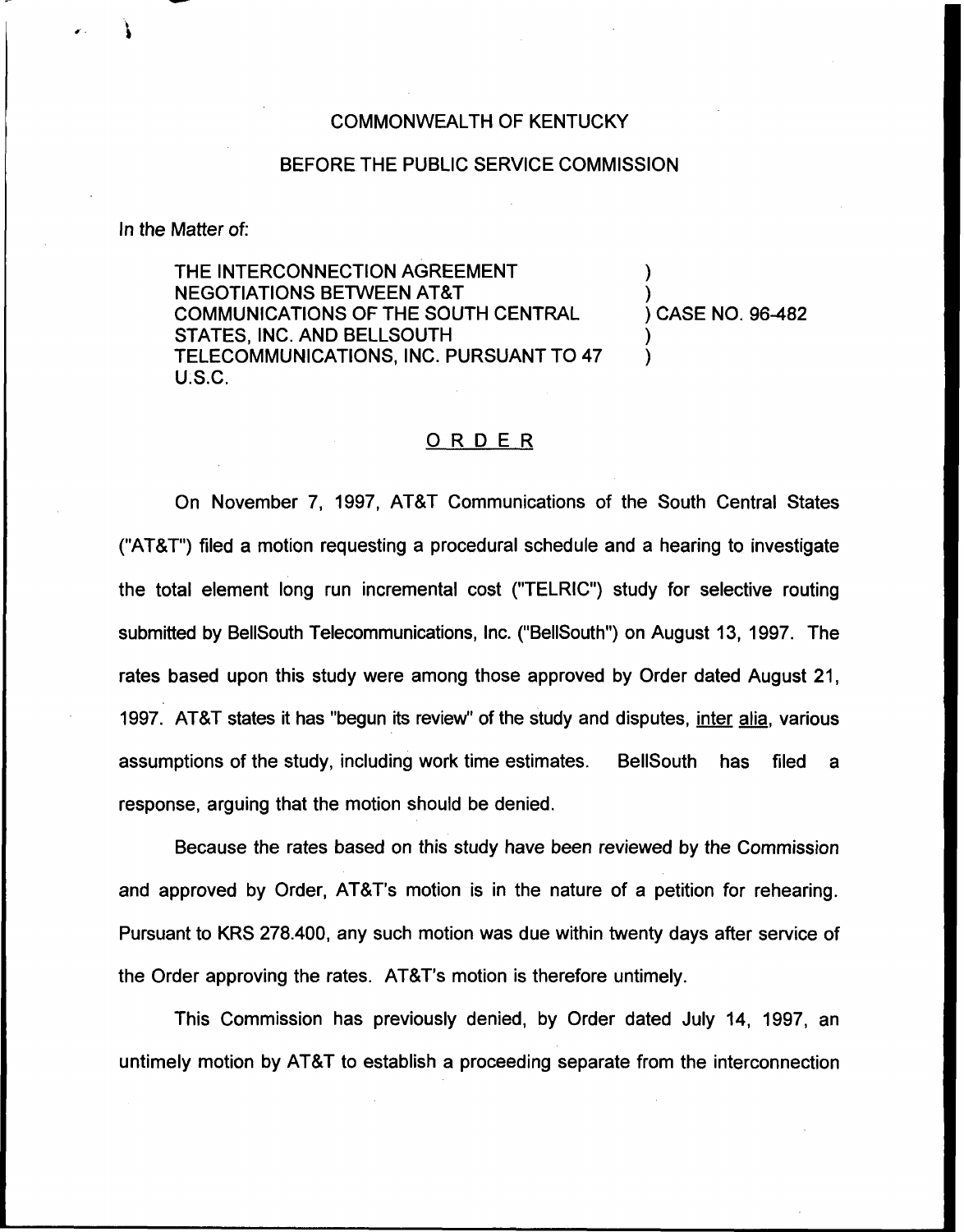COMMONWEALTH OF KENTUCKY

BEFORE THE PUBLIC SERVICE COMMISSION

In the Matter of:

THE INTERCONNECTION AGREEMENT NEGOTIATIONS BETWEEN AT&T COMMUNICATIONS OF THE SOUTH CENTRAL STATES, INC. AND BELLSOUTH TELECOMMUNICATIONS, INC. PURSUANT TO 47 U.S.C. ) CASE NO. 96-482

## ORDER

On November 7, 1997, AT&T Communications of the South Central States ("AT&T") filed a motion requesting a procedural schedule and a hearing to investigate the total element long run incremental cost ("TELRIC") study for selective routing submitted by BellSouth Telecommunications, Inc. ("BellSouth") on August 13, 1997. The rates based upon this study were among those approved by Order dated August 21, 1997. AT&T states it has "begun its review" of the study and disputes, inter alia, various assumptions of the study, including work time estimates. BellSouth has filed a response, arguing that the motion should be denied.

Because the rates based on this study have been reviewed by the Commission and approved by Order, AT&T's motion is in the nature of a petition for rehearing. Pursuant to KRS 278.400, any such motion was due within twenty days after service of the Order approving the rates. AT&T's motion is therefore untimely.

This Commission has previously denied, by Order dated July 14, 1997, an untimely motion by AT&T to establish a proceeding separate from the interconnection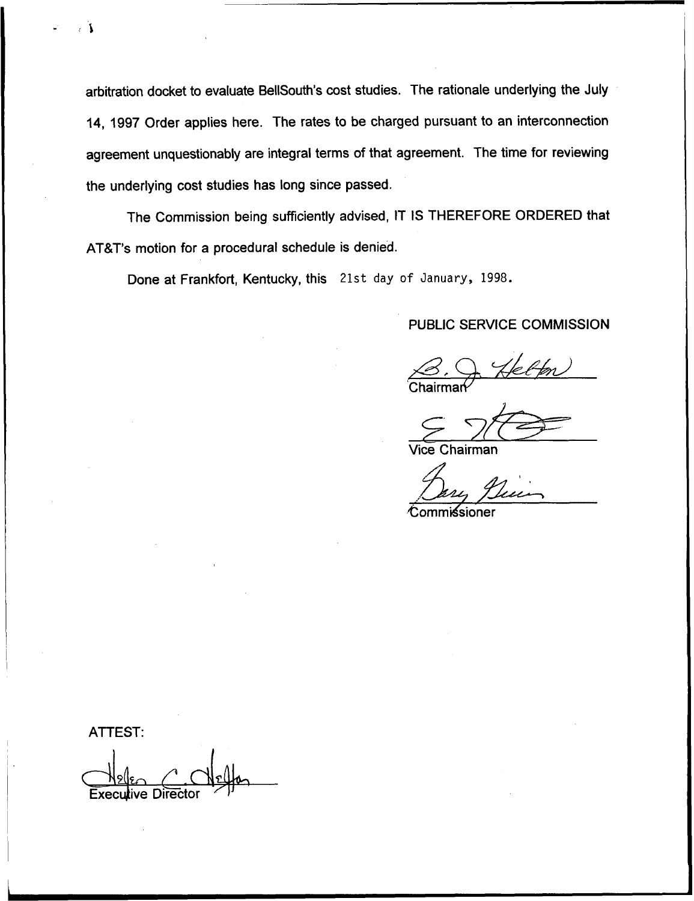arbitration docket to evaluate BellSouth's cost studies. The rationale underlying the July 14, 1997 Order applies here. The rates to be charged pursuant to an interconnection agreement unquestionably are integral terms of that agreement. The time for reviewing the underlying cost studies has long since passed.

The Commission being sufficiently advised, IT IS THEREFORE ORDERED that AT&T's motion for a procedural schedule is denied.

Done at Frankfort, Kentucky, this 21st day of January, 1998.

PUBLIC SERVICE COMMISSION

Chairman

Vice Chairman

Commissioner

ATTEST:

Executive Director